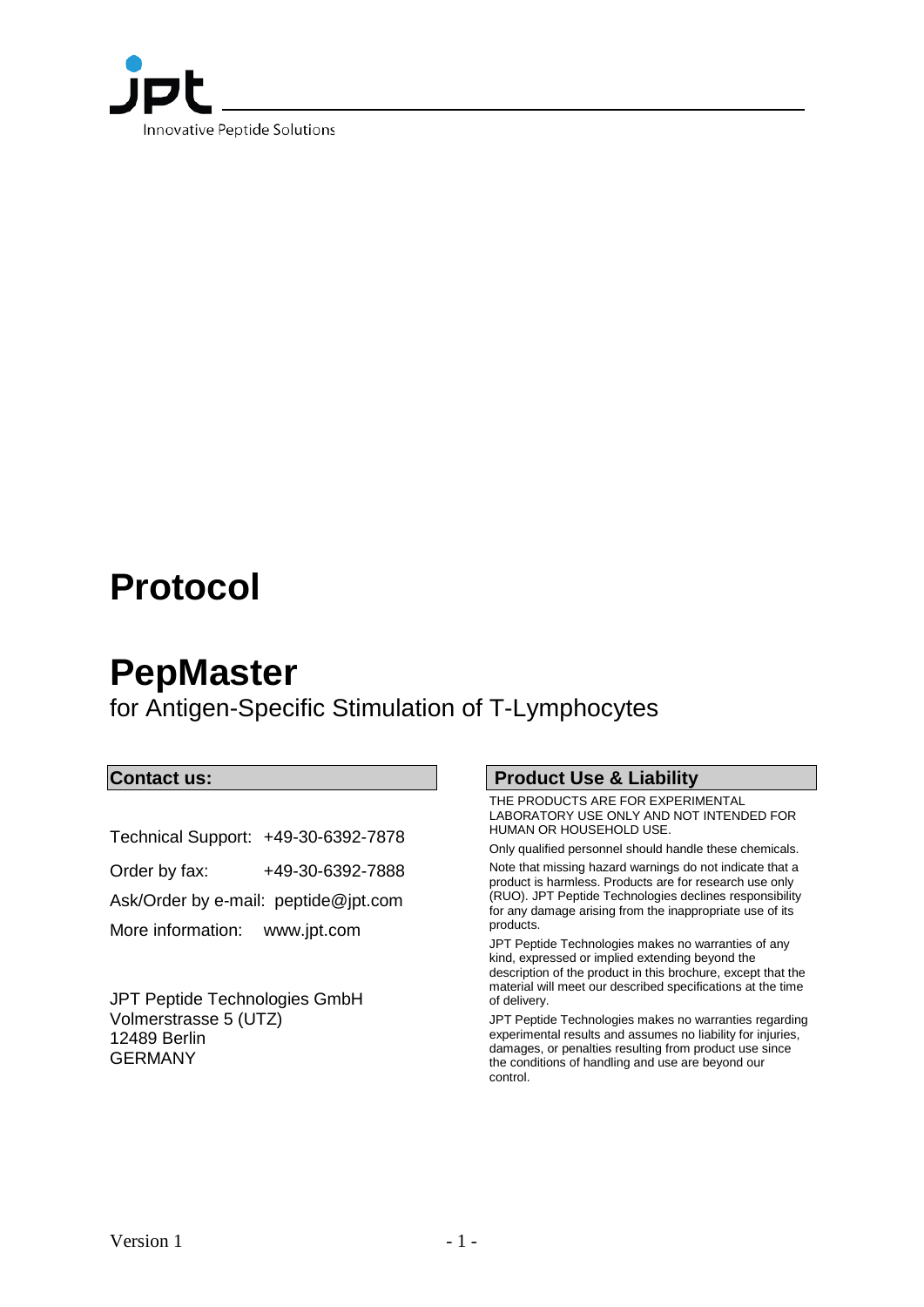jpt

Innovative Peptide Solutions

# Protocol

# PepMaster

for Antigen-Specific Stimulation of T-Lymphocytes

## Contact us:

Technical Support: +49-30-6392-7878

Order by fax: +49-30-6392-7888

Ask/Order by e-mail: peptide@jpt.com

More information: www.jpt.com

JPT Peptide Technologies GmbH
Volmerstrasse 5 (UTZ)
12489 Berlin
GERMANY

## Product Use & Liability

THE PRODUCTS ARE FOR EXPERIMENTAL LABORATORY USE ONLY AND NOT INTENDED FOR HUMAN OR HOUSEHOLD USE.

Only qualified personnel should handle these chemicals.

Note that missing hazard warnings do not indicate that a product is harmless. Products are for research use only (RUO). JPT Peptide Technologies declines responsibility for any damage arising from the inappropriate use of its products.

JPT Peptide Technologies makes no warranties of any kind, expressed or implied extending beyond the description of the product in this brochure, except that the material will meet our described specifications at the time of delivery.

JPT Peptide Technologies makes no warranties regarding experimental results and assumes no liability for injuries, damages, or penalties resulting from product use since the conditions of handling and use are beyond our control.

Version 1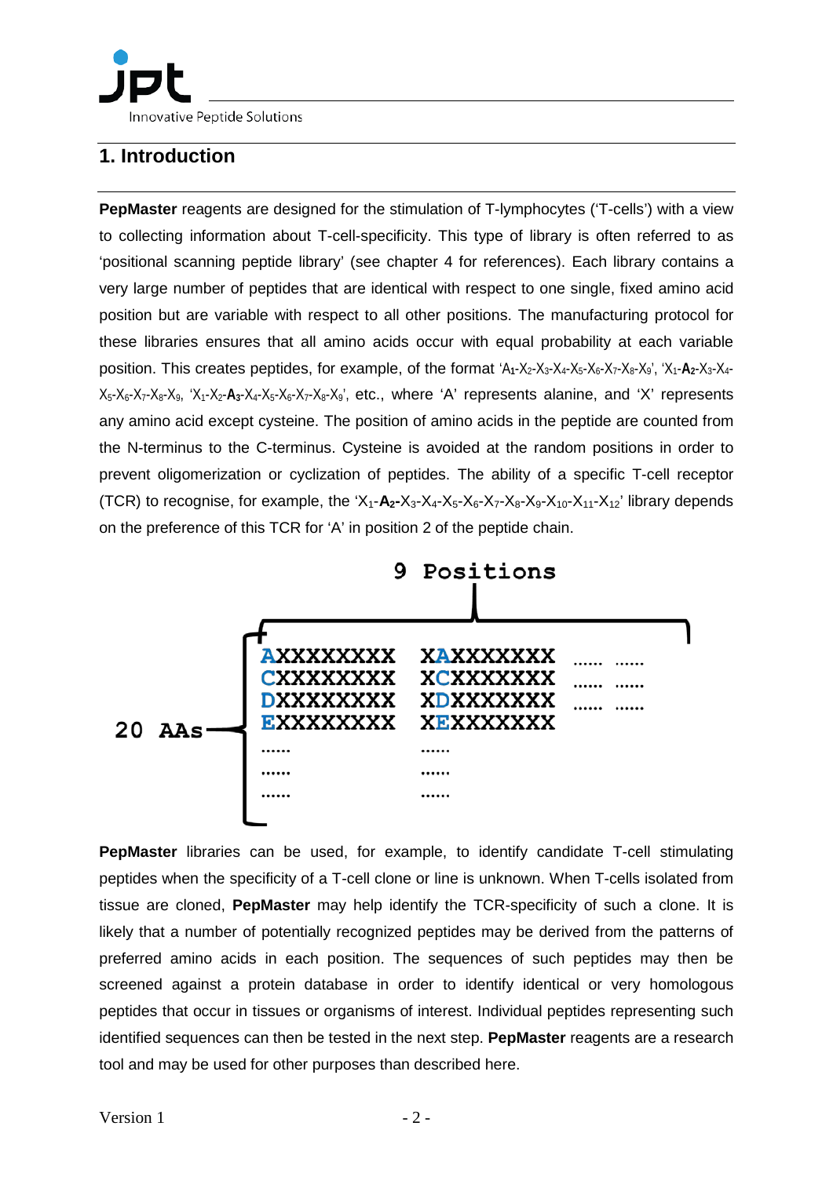## 1. Introduction

**PepMaster** reagents are designed for the stimulation of T-lymphocytes ('T-cells') with a view to collecting information about T-cell-specificity. This type of library is often referred to as 'positional scanning peptide library' (see chapter 4 for references). Each library contains a very large number of peptides that are identical with respect to one single, fixed amino acid position but are variable with respect to all other positions. The manufacturing protocol for these libraries ensures that all amino acids occur with equal probability at each variable position. This creates peptides, for example, of the format '$A_1$-$X_2$-$X_3$-$X_4$-$X_5$-$X_6$-$X_7$-$X_8$-$X_9$', '$X_1$-$\mathbf{A_2}$-$X_3$-$X_4$-$X_5$-$X_6$-$X_7$-$X_8$-$X_9$, '$X_1$-$X_2$-$\mathbf{A_3}$-$X_4$-$X_5$-$X_6$-$X_7$-$X_8$-$X_9$', etc., where 'A' represents alanine, and 'X' represents any amino acid except cysteine. The position of amino acids in the peptide are counted from the N-terminus to the C-terminus. Cysteine is avoided at the random positions in order to prevent oligomerization or cyclization of peptides. The ability of a specific T-cell receptor (TCR) to recognise, for example, the '$X_1$-$\mathbf{A_2}$-$X_3$-$X_4$-$X_5$-$X_6$-$X_7$-$X_8$-$X_9$-$X_{10}$-$X_{11}$-$X_{12}$' library depends on the preference of this TCR for 'A' in position 2 of the peptide chain.

```
                         9 Positions

          AXXXXXXXX   XAXXXXXXX   ......  ......
          CXXXXXXXX   XCXXXXXXX   ......  ......
          DXXXXXXXX   XDXXXXXXX   ......  ......
20 AAs    EXXXXXXXX   XEXXXXXXX
          ......      ......
          ......      ......
          ......      ......
```

**PepMaster** libraries can be used, for example, to identify candidate T-cell stimulating peptides when the specificity of a T-cell clone or line is unknown. When T-cells isolated from tissue are cloned, **PepMaster** may help identify the TCR-specificity of such a clone. It is likely that a number of potentially recognized peptides may be derived from the patterns of preferred amino acids in each position. The sequences of such peptides may then be screened against a protein database in order to identify identical or very homologous peptides that occur in tissues or organisms of interest. Individual peptides representing such identified sequences can then be tested in the next step. **PepMaster** reagents are a research tool and may be used for other purposes than described here.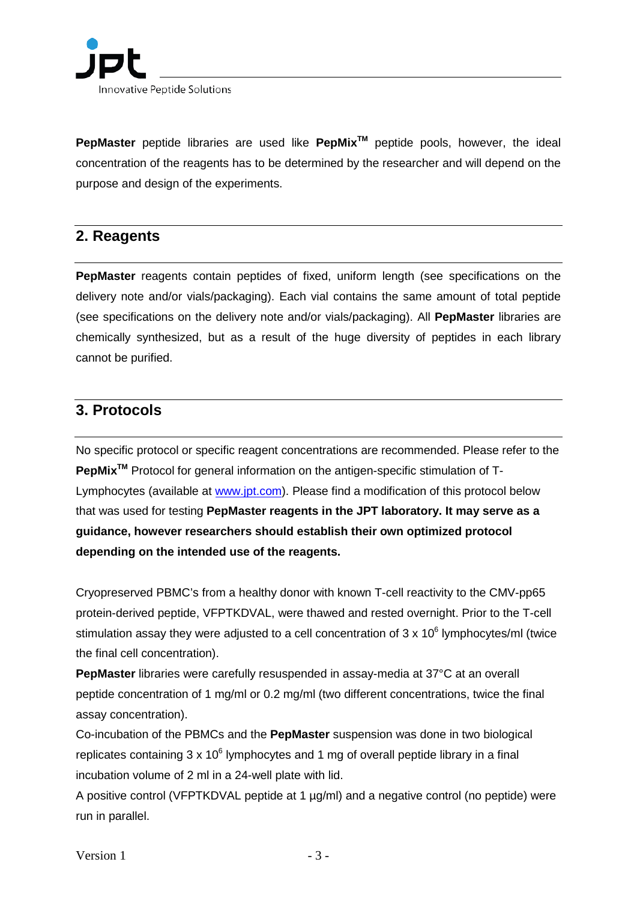**PepMaster** peptide libraries are used like **PepMix™** peptide pools, however, the ideal concentration of the reagents has to be determined by the researcher and will depend on the purpose and design of the experiments.

## 2. Reagents

**PepMaster** reagents contain peptides of fixed, uniform length (see specifications on the delivery note and/or vials/packaging). Each vial contains the same amount of total peptide (see specifications on the delivery note and/or vials/packaging). All **PepMaster** libraries are chemically synthesized, but as a result of the huge diversity of peptides in each library cannot be purified.

## 3. Protocols

No specific protocol or specific reagent concentrations are recommended. Please refer to the **PepMix™** Protocol for general information on the antigen-specific stimulation of T-Lymphocytes (available at [www.jpt.com](http://www.jpt.com)). Please find a modification of this protocol below that was used for testing **PepMaster reagents in the JPT laboratory. It may serve as a guidance, however researchers should establish their own optimized protocol depending on the intended use of the reagents.**

Cryopreserved PBMC's from a healthy donor with known T-cell reactivity to the CMV-pp65 protein-derived peptide, VFPTKDVAL, were thawed and rested overnight. Prior to the T-cell stimulation assay they were adjusted to a cell concentration of $3 \times 10^6$ lymphocytes/ml (twice the final cell concentration).

**PepMaster** libraries were carefully resuspended in assay-media at 37°C at an overall peptide concentration of 1 mg/ml or 0.2 mg/ml (two different concentrations, twice the final assay concentration).

Co-incubation of the PBMCs and the **PepMaster** suspension was done in two biological replicates containing $3 \times 10^6$ lymphocytes and 1 mg of overall peptide library in a final incubation volume of 2 ml in a 24-well plate with lid.

A positive control (VFPTKDVAL peptide at 1 µg/ml) and a negative control (no peptide) were run in parallel.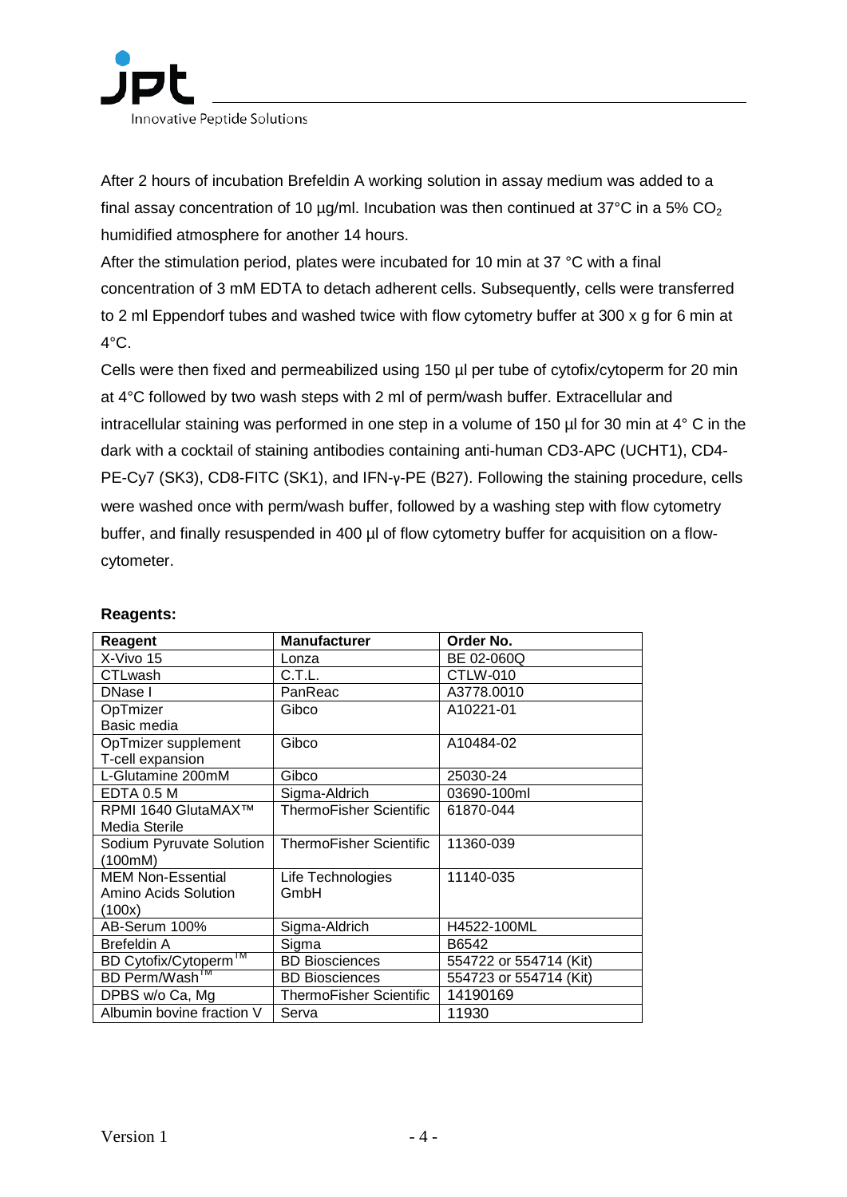After 2 hours of incubation Brefeldin A working solution in assay medium was added to a final assay concentration of 10 µg/ml. Incubation was then continued at 37°C in a 5% $CO_2$ humidified atmosphere for another 14 hours.

After the stimulation period, plates were incubated for 10 min at 37 °C with a final concentration of 3 mM EDTA to detach adherent cells. Subsequently, cells were transferred to 2 ml Eppendorf tubes and washed twice with flow cytometry buffer at 300 x g for 6 min at 4°C.

Cells were then fixed and permeabilized using 150 µl per tube of cytofix/cytoperm for 20 min at 4°C followed by two wash steps with 2 ml of perm/wash buffer. Extracellular and intracellular staining was performed in one step in a volume of 150 µl for 30 min at 4° C in the dark with a cocktail of staining antibodies containing anti-human CD3-APC (UCHT1), CD4-PE-Cy7 (SK3), CD8-FITC (SK1), and IFN-γ-PE (B27). Following the staining procedure, cells were washed once with perm/wash buffer, followed by a washing step with flow cytometry buffer, and finally resuspended in 400 µl of flow cytometry buffer for acquisition on a flow-cytometer.

**Reagents:**

| Reagent | Manufacturer | Order No. |
|---|---|---|
| X-Vivo 15 | Lonza | BE 02-060Q |
| CTLwash | C.T.L. | CTLW-010 |
| DNase I | PanReac | A3778.0010 |
| OpTmizer Basic media | Gibco | A10221-01 |
| OpTmizer supplement T-cell expansion | Gibco | A10484-02 |
| L-Glutamine 200mM | Gibco | 25030-24 |
| EDTA 0.5 M | Sigma-Aldrich | 03690-100ml |
| RPMI 1640 GlutaMAX™ Media Sterile | ThermoFisher Scientific | 61870-044 |
| Sodium Pyruvate Solution (100mM) | ThermoFisher Scientific | 11360-039 |
| MEM Non-Essential Amino Acids Solution (100x) | Life Technologies GmbH | 11140-035 |
| AB-Serum 100% | Sigma-Aldrich | H4522-100ML |
| Brefeldin A | Sigma | B6542 |
| BD Cytofix/Cytoperm™ | BD Biosciences | 554722 or 554714 (Kit) |
| BD Perm/Wash™ | BD Biosciences | 554723 or 554714 (Kit) |
| DPBS w/o Ca, Mg | ThermoFisher Scientific | 14190169 |
| Albumin bovine fraction V | Serva | 11930 |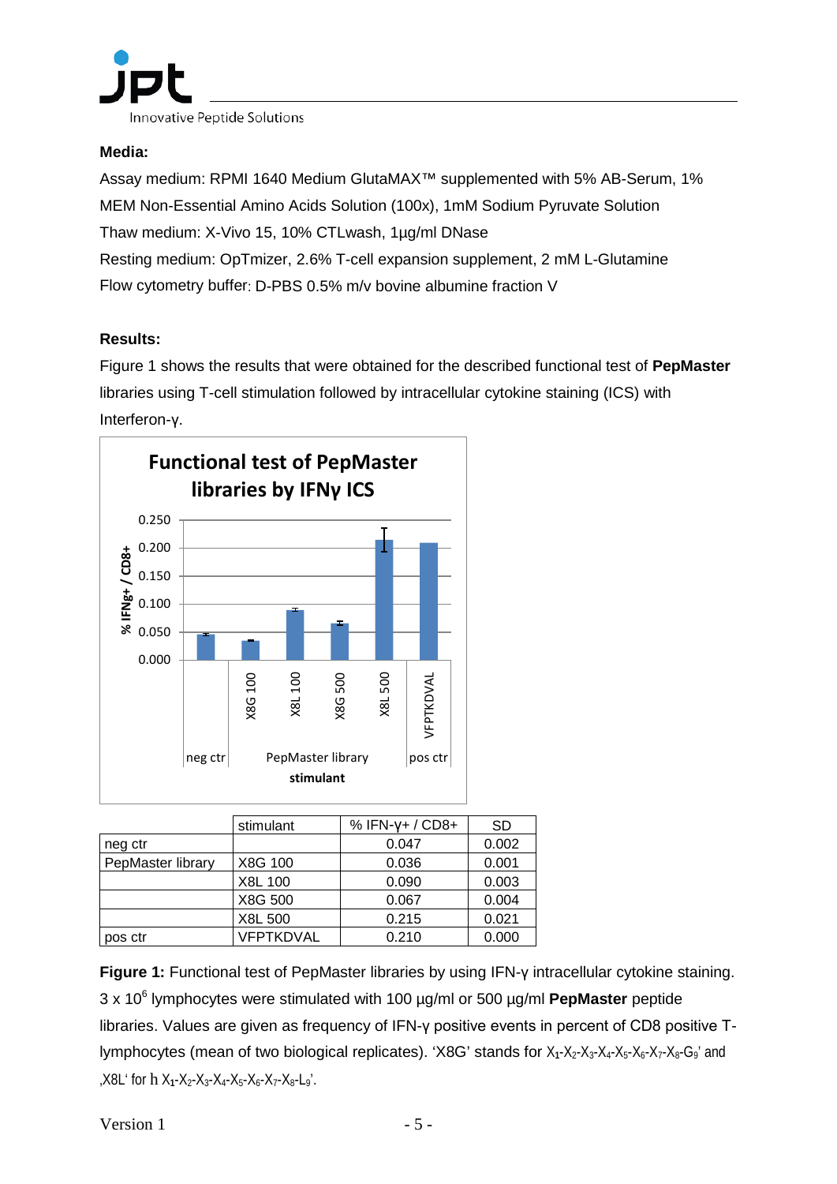**Media:**

Assay medium: RPMI 1640 Medium GlutaMAX™ supplemented with 5% AB-Serum, 1% MEM Non-Essential Amino Acids Solution (100x), 1mM Sodium Pyruvate Solution

Thaw medium: X-Vivo 15, 10% CTLwash, 1µg/ml DNase

Resting medium: OpTmizer, 2.6% T-cell expansion supplement, 2 mM L-Glutamine

Flow cytometry buffer: D-PBS 0.5% m/v bovine albumine fraction V

**Results:**

Figure 1 shows the results that were obtained for the described functional test of **PepMaster** libraries using T-cell stimulation followed by intracellular cytokine staining (ICS) with Interferon-γ.

|  | stimulant | % IFN-γ+ / CD8+ | SD |
|---|---|---|---|
| neg ctr |  | 0.047 | 0.002 |
| PepMaster library | X8G 100 | 0.036 | 0.001 |
|  | X8L 100 | 0.090 | 0.003 |
|  | X8G 500 | 0.067 | 0.004 |
|  | X8L 500 | 0.215 | 0.021 |
| pos ctr | VFPTKDVAL | 0.210 | 0.000 |

**Figure 1:** Functional test of PepMaster libraries by using IFN-γ intracellular cytokine staining. 3 x $10^6$ lymphocytes were stimulated with 100 µg/ml or 500 µg/ml **PepMaster** peptide libraries. Values are given as frequency of IFN-γ positive events in percent of CD8 positive T-lymphocytes (mean of two biological replicates). 'X8G' stands for $X_1$-$X_2$-$X_3$-$X_4$-$X_5$-$X_6$-$X_7$-$X_8$-$G_9$' and ‚X8L' for h $X_1$-$X_2$-$X_3$-$X_4$-$X_5$-$X_6$-$X_7$-$X_8$-$L_9$'.

Version 1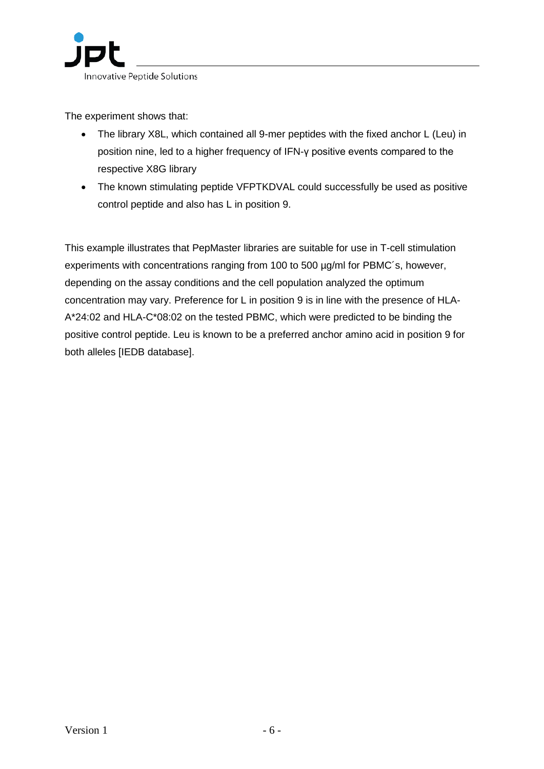The experiment shows that:

- The library X8L, which contained all 9-mer peptides with the fixed anchor L (Leu) in position nine, led to a higher frequency of IFN-γ positive events compared to the respective X8G library
- The known stimulating peptide VFPTKDVAL could successfully be used as positive control peptide and also has L in position 9.

This example illustrates that PepMaster libraries are suitable for use in T-cell stimulation experiments with concentrations ranging from 100 to 500 µg/ml for PBMC´s, however, depending on the assay conditions and the cell population analyzed the optimum concentration may vary. Preference for L in position 9 is in line with the presence of HLA-A*24:02 and HLA-C*08:02 on the tested PBMC, which were predicted to be binding the positive control peptide. Leu is known to be a preferred anchor amino acid in position 9 for both alleles [IEDB database].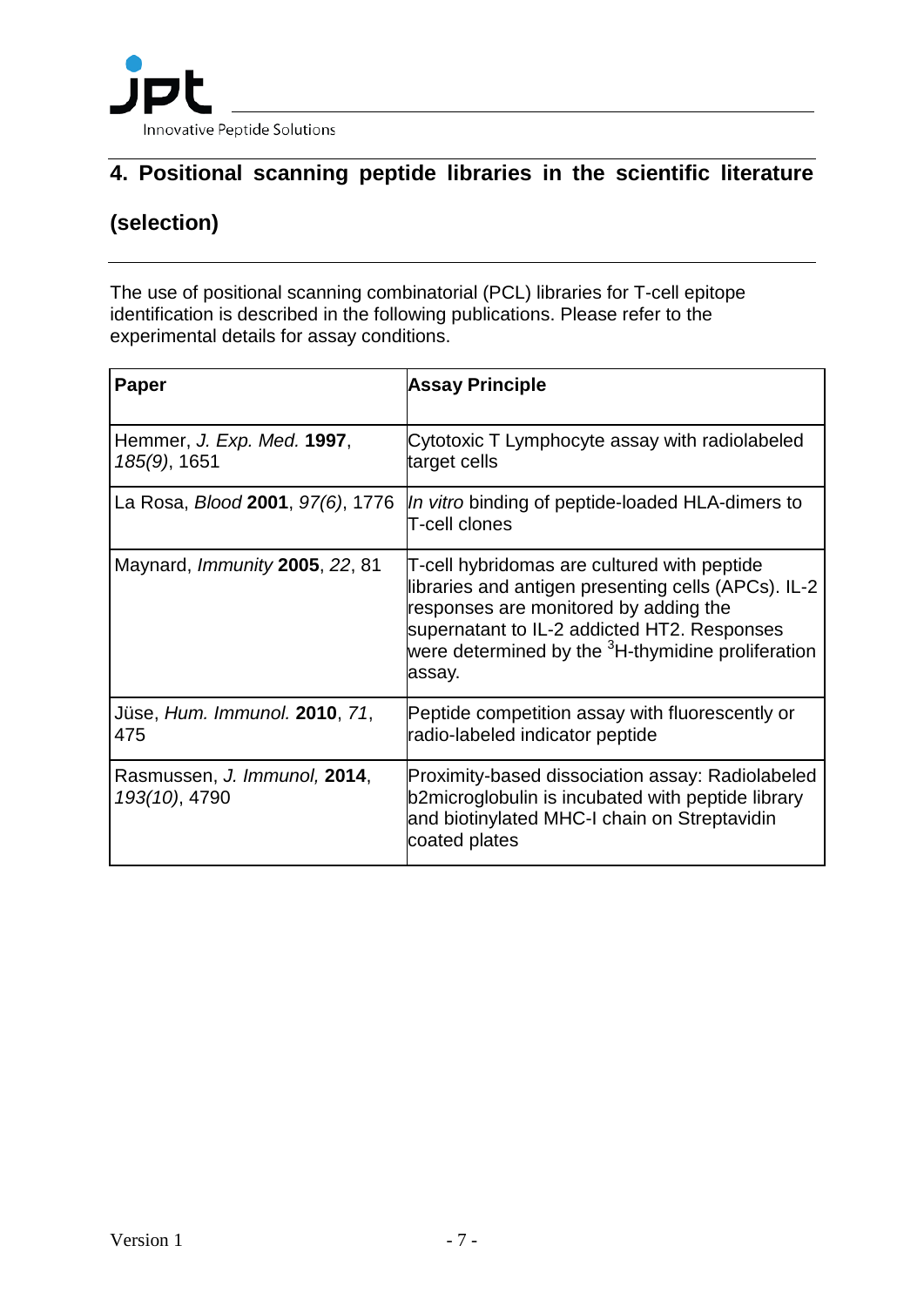## 4. Positional scanning peptide libraries in the scientific literature (selection)

The use of positional scanning combinatorial (PCL) libraries for T-cell epitope identification is described in the following publications. Please refer to the experimental details for assay conditions.

| **Paper** | **Assay Principle** |
|---|---|
| Hemmer, *J. Exp. Med.* **1997**, *185(9)*, 1651 | Cytotoxic T Lymphocyte assay with radiolabeled target cells |
| La Rosa, *Blood* **2001**, *97(6)*, 1776 | *In vitro* binding of peptide-loaded HLA-dimers to T-cell clones |
| Maynard, *Immunity* **2005**, *22*, 81 | T-cell hybridomas are cultured with peptide libraries and antigen presenting cells (APCs). IL-2 responses are monitored by adding the supernatant to IL-2 addicted HT2. Responses were determined by the $^{3}$H-thymidine proliferation assay. |
| Jüse, *Hum. Immunol.* **2010**, *71*, 475 | Peptide competition assay with fluorescently or radio-labeled indicator peptide |
| Rasmussen, *J. Immunol,* **2014**, *193(10)*, 4790 | Proximity-based dissociation assay: Radiolabeled b2microglobulin is incubated with peptide library and biotinylated MHC-I chain on Streptavidin coated plates |